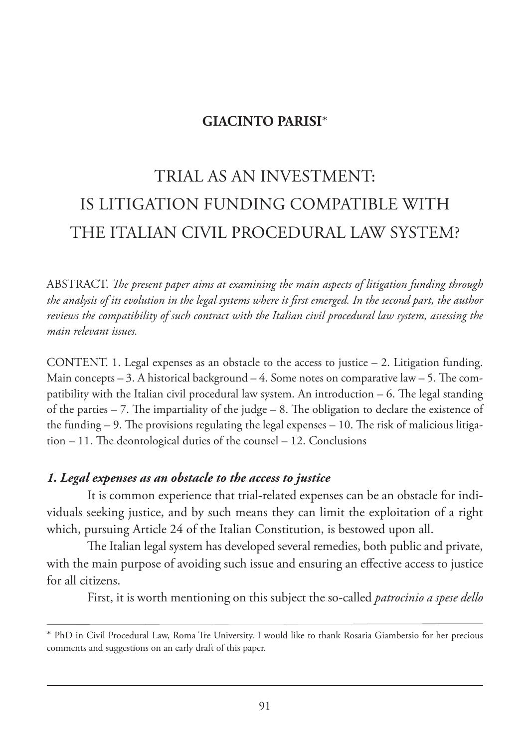**GIACINTO PARISI***

# TRIAL AS AN INVESTMENT: IS LITIGATION FUNDING COMPATIBLE WITH THE ITALIAN CIVIL PROCEDURAL LAW SYSTEM?

ABSTRACT. *The present paper aims at examining the main aspects of litigation funding through the analysis of its evolution in the legal systems where it first emerged. In the second part, the author reviews the compatibility of such contract with the Italian civil procedural law system, assessing the main relevant issues.*

CONTENT. 1. Legal expenses as an obstacle to the access to justice – 2. Litigation funding. Main concepts – 3. A historical background – 4. Some notes on comparative law – 5. The compatibility with the Italian civil procedural law system. An introduction – 6. The legal standing of the parties – 7. The impartiality of the judge – 8. The obligation to declare the existence of the funding – 9. The provisions regulating the legal expenses – 10. The risk of malicious litigation – 11. The deontological duties of the counsel – 12. Conclusions

## *1. Legal expenses as an obstacle to the access to justice*

It is common experience that trial-related expenses can be an obstacle for individuals seeking justice, and by such means they can limit the exploitation of a right which, pursuing Article 24 of the Italian Constitution, is bestowed upon all.

The Italian legal system has developed several remedies, both public and private, with the main purpose of avoiding such issue and ensuring an effective access to justice for all citizens.

First, it is worth mentioning on this subject the so-called *patrocinio a spese dello*

---

* PhD in Civil Procedural Law, Roma Tre University. I would like to thank Rosaria Giambersio for her precious comments and suggestions on an early draft of this paper.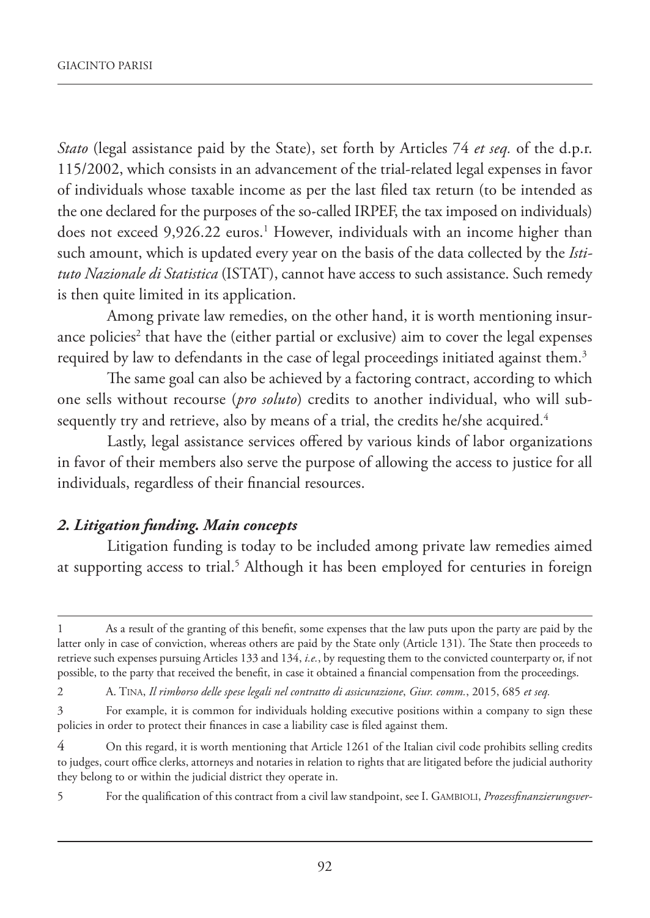*Stato* (legal assistance paid by the State), set forth by Articles 74 *et seq.* of the d.p.r. 115/2002, which consists in an advancement of the trial-related legal expenses in favor of individuals whose taxable income as per the last filed tax return (to be intended as the one declared for the purposes of the so-called IRPEF, the tax imposed on individuals) does not exceed 9,926.22 euros.[1] However, individuals with an income higher than such amount, which is updated every year on the basis of the data collected by the *Istituto Nazionale di Statistica* (ISTAT), cannot have access to such assistance. Such remedy is then quite limited in its application.

Among private law remedies, on the other hand, it is worth mentioning insurance policies[2] that have the (either partial or exclusive) aim to cover the legal expenses required by law to defendants in the case of legal proceedings initiated against them.[3]

The same goal can also be achieved by a factoring contract, according to which one sells without recourse (*pro soluto*) credits to another individual, who will subsequently try and retrieve, also by means of a trial, the credits he/she acquired.[4]

Lastly, legal assistance services offered by various kinds of labor organizations in favor of their members also serve the purpose of allowing the access to justice for all individuals, regardless of their financial resources.

## *2. Litigation funding. Main concepts*

Litigation funding is today to be included among private law remedies aimed at supporting access to trial.[5] Although it has been employed for centuries in foreign

---

1 As a result of the granting of this benefit, some expenses that the law puts upon the party are paid by the latter only in case of conviction, whereas others are paid by the State only (Article 131). The State then proceeds to retrieve such expenses pursuing Articles 133 and 134, *i.e.*, by requesting them to the convicted counterparty or, if not possible, to the party that received the benefit, in case it obtained a financial compensation from the proceedings.

2 A. Tina, *Il rimborso delle spese legali nel contratto di assicurazione*, *Giur. comm.*, 2015, 685 *et seq.*

3 For example, it is common for individuals holding executive positions within a company to sign these policies in order to protect their finances in case a liability case is filed against them.

4 On this regard, it is worth mentioning that Article 1261 of the Italian civil code prohibits selling credits to judges, court office clerks, attorneys and notaries in relation to rights that are litigated before the judicial authority they belong to or within the judicial district they operate in.

5 For the qualification of this contract from a civil law standpoint, see I. Gambioli, *Prozessfinanzierungsver-*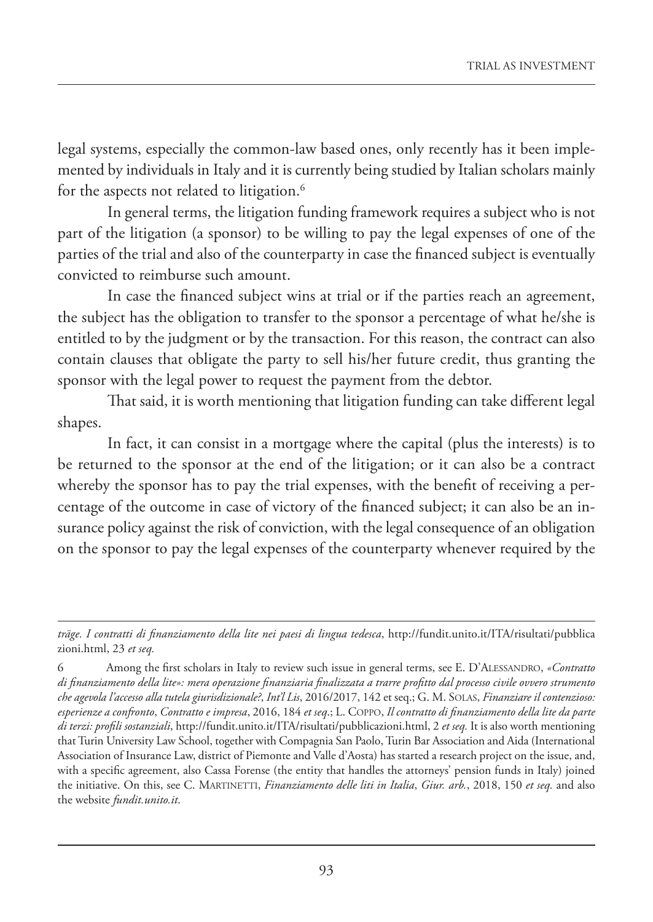legal systems, especially the common-law based ones, only recently has it been implemented by individuals in Italy and it is currently being studied by Italian scholars mainly for the aspects not related to litigation.[6]

In general terms, the litigation funding framework requires a subject who is not part of the litigation (a sponsor) to be willing to pay the legal expenses of one of the parties of the trial and also of the counterparty in case the financed subject is eventually convicted to reimburse such amount.

In case the financed subject wins at trial or if the parties reach an agreement, the subject has the obligation to transfer to the sponsor a percentage of what he/she is entitled to by the judgment or by the transaction. For this reason, the contract can also contain clauses that obligate the party to sell his/her future credit, thus granting the sponsor with the legal power to request the payment from the debtor.

That said, it is worth mentioning that litigation funding can take different legal shapes.

In fact, it can consist in a mortgage where the capital (plus the interests) is to be returned to the sponsor at the end of the litigation; or it can also be a contract whereby the sponsor has to pay the trial expenses, with the benefit of receiving a percentage of the outcome in case of victory of the financed subject; it can also be an insurance policy against the risk of conviction, with the legal consequence of an obligation on the sponsor to pay the legal expenses of the counterparty whenever required by the

---

*träge. I contratti di finanziamento della lite nei paesi di lingua tedesca*, http://fundit.unito.it/ITA/risultati/pubblicazioni.html, 23 *et seq.*

6 Among the first scholars in Italy to review such issue in general terms, see E. D'Alessandro, *«Contratto di finanziamento della lite»: mera operazione finanziaria finalizzata a trarre profitto dal processo civile ovvero strumento che agevola l'accesso alla tutela giurisdizionale?*, *Int'l Lis*, 2016/2017, 142 et seq.; G. M. Solas, *Finanziare il contenzioso: esperienze a confronto*, *Contratto e impresa*, 2016, 184 *et seq*.; L. Coppo, *Il contratto di finanziamento della lite da parte di terzi: profili sostanziali*, http://fundit.unito.it/ITA/risultati/pubblicazioni.html, 2 *et seq.* It is also worth mentioning that Turin University Law School, together with Compagnia San Paolo, Turin Bar Association and Aida (International Association of Insurance Law, district of Piemonte and Valle d'Aosta) has started a research project on the issue, and, with a specific agreement, also Cassa Forense (the entity that handles the attorneys' pension funds in Italy) joined the initiative. On this, see C. Martinetti, *Finanziamento delle liti in Italia*, *Giur. arb.*, 2018, 150 *et seq.* and also the website *fundit.unito.it*.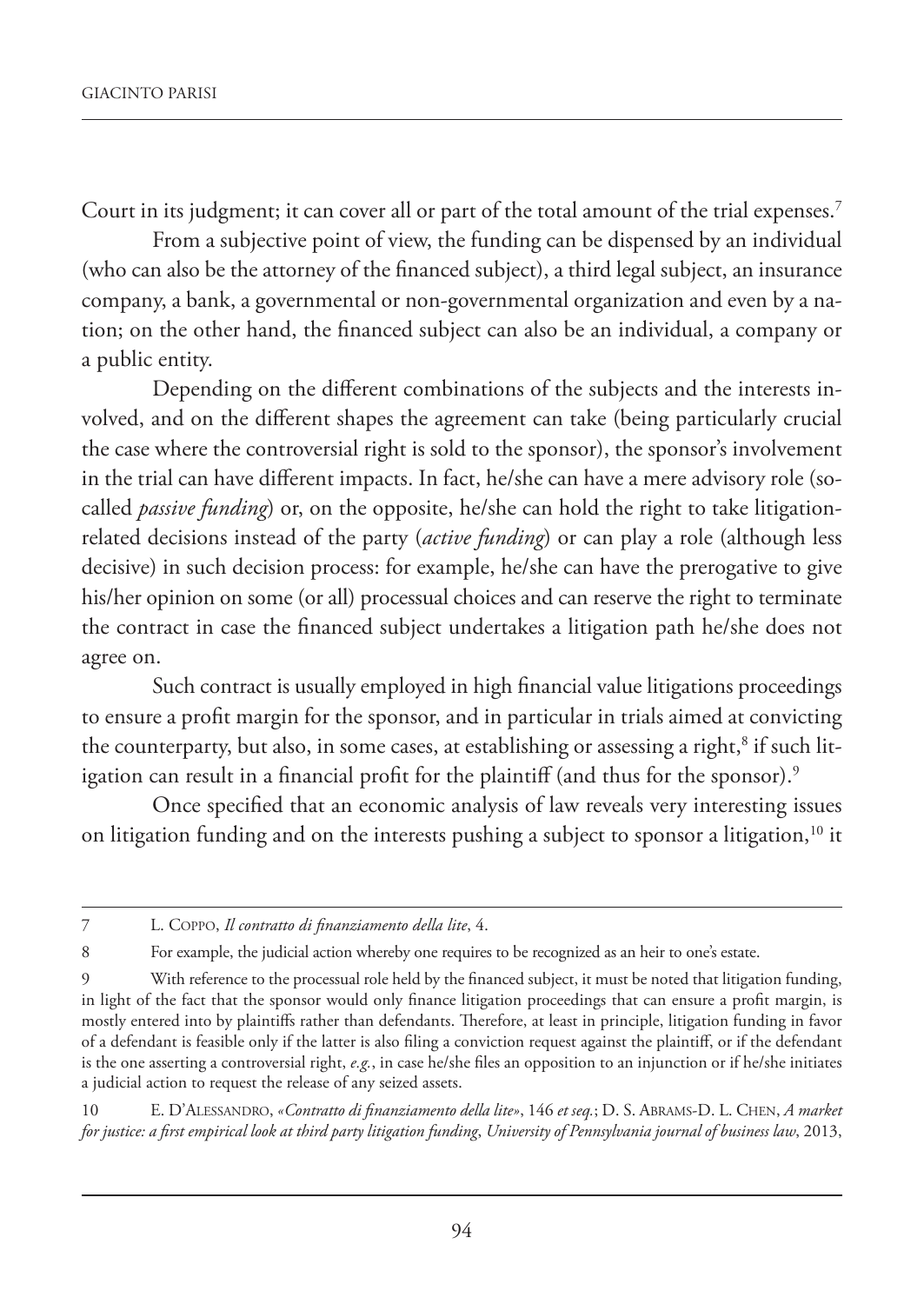Court in its judgment; it can cover all or part of the total amount of the trial expenses.[7]

From a subjective point of view, the funding can be dispensed by an individual (who can also be the attorney of the financed subject), a third legal subject, an insurance company, a bank, a governmental or non-governmental organization and even by a nation; on the other hand, the financed subject can also be an individual, a company or a public entity.

Depending on the different combinations of the subjects and the interests involved, and on the different shapes the agreement can take (being particularly crucial the case where the controversial right is sold to the sponsor), the sponsor's involvement in the trial can have different impacts. In fact, he/she can have a mere advisory role (so-called *passive funding*) or, on the opposite, he/she can hold the right to take litigation-related decisions instead of the party (*active funding*) or can play a role (although less decisive) in such decision process: for example, he/she can have the prerogative to give his/her opinion on some (or all) processual choices and can reserve the right to terminate the contract in case the financed subject undertakes a litigation path he/she does not agree on.

Such contract is usually employed in high financial value litigations proceedings to ensure a profit margin for the sponsor, and in particular in trials aimed at convicting the counterparty, but also, in some cases, at establishing or assessing a right,[8] if such litigation can result in a financial profit for the plaintiff (and thus for the sponsor).[9]

Once specified that an economic analysis of law reveals very interesting issues on litigation funding and on the interests pushing a subject to sponsor a litigation,[10] it

---

7 L. Coppo, *Il contratto di finanziamento della lite*, 4.

8 For example, the judicial action whereby one requires to be recognized as an heir to one's estate.

9 With reference to the processual role held by the financed subject, it must be noted that litigation funding, in light of the fact that the sponsor would only finance litigation proceedings that can ensure a profit margin, is mostly entered into by plaintiffs rather than defendants. Therefore, at least in principle, litigation funding in favor of a defendant is feasible only if the latter is also filing a conviction request against the plaintiff, or if the defendant is the one asserting a controversial right, *e.g.*, in case he/she files an opposition to an injunction or if he/she initiates a judicial action to request the release of any seized assets.

10 E. D'Alessandro, *«Contratto di finanziamento della lite»*, 146 *et seq.*; D. S. Abrams-D. L. Chen, *A market for justice: a first empirical look at third party litigation funding*, *University of Pennsylvania journal of business law*, 2013,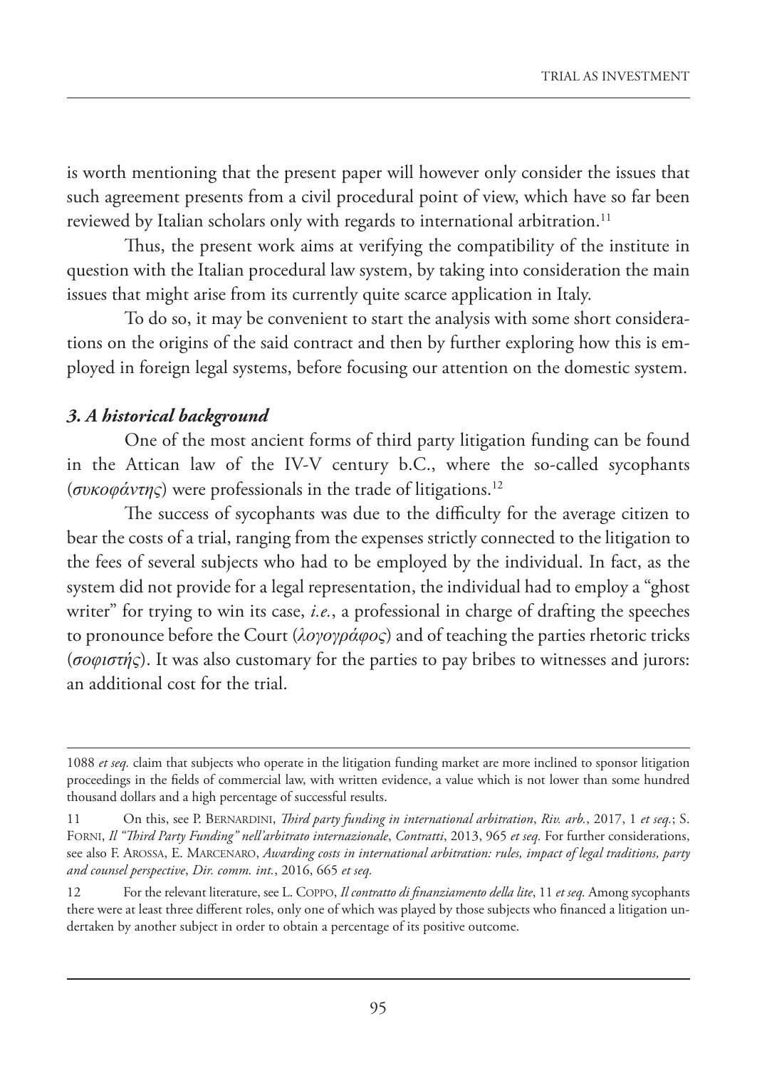is worth mentioning that the present paper will however only consider the issues that such agreement presents from a civil procedural point of view, which have so far been reviewed by Italian scholars only with regards to international arbitration.[11]

Thus, the present work aims at verifying the compatibility of the institute in question with the Italian procedural law system, by taking into consideration the main issues that might arise from its currently quite scarce application in Italy.

To do so, it may be convenient to start the analysis with some short considerations on the origins of the said contract and then by further exploring how this is employed in foreign legal systems, before focusing our attention on the domestic system.

### *3. A historical background*

One of the most ancient forms of third party litigation funding can be found in the Attican law of the IV-V century b.C., where the so-called sycophants (*συκοφάντης*) were professionals in the trade of litigations.[12]

The success of sycophants was due to the difficulty for the average citizen to bear the costs of a trial, ranging from the expenses strictly connected to the litigation to the fees of several subjects who had to be employed by the individual. In fact, as the system did not provide for a legal representation, the individual had to employ a "ghost writer" for trying to win its case, *i.e.*, a professional in charge of drafting the speeches to pronounce before the Court (*λογογράφος*) and of teaching the parties rhetoric tricks (*σοφιστής*). It was also customary for the parties to pay bribes to witnesses and jurors: an additional cost for the trial.

---

1088 *et seq.* claim that subjects who operate in the litigation funding market are more inclined to sponsor litigation proceedings in the fields of commercial law, with written evidence, a value which is not lower than some hundred thousand dollars and a high percentage of successful results.

11 On this, see P. Bernardini, *Third party funding in international arbitration*, *Riv. arb.*, 2017, 1 *et seq.*; S. Forni, *Il "Third Party Funding" nell'arbitrato internazionale*, *Contratti*, 2013, 965 *et seq.* For further considerations, see also F. Arossa, E. Marcenaro, *Awarding costs in international arbitration: rules, impact of legal traditions, party and counsel perspective*, *Dir. comm. int.*, 2016, 665 *et seq.*

12 For the relevant literature, see L. Coppo, *Il contratto di finanziamento della lite*, 11 *et seq.* Among sycophants there were at least three different roles, only one of which was played by those subjects who financed a litigation undertaken by another subject in order to obtain a percentage of its positive outcome.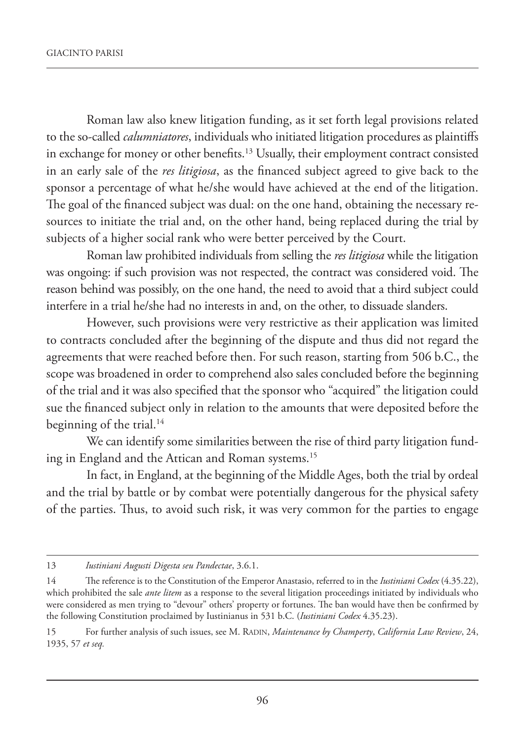Roman law also knew litigation funding, as it set forth legal provisions related to the so-called *calumniatores*, individuals who initiated litigation procedures as plaintiffs in exchange for money or other benefits.[13] Usually, their employment contract consisted in an early sale of the *res litigiosa*, as the financed subject agreed to give back to the sponsor a percentage of what he/she would have achieved at the end of the litigation. The goal of the financed subject was dual: on the one hand, obtaining the necessary resources to initiate the trial and, on the other hand, being replaced during the trial by subjects of a higher social rank who were better perceived by the Court.

Roman law prohibited individuals from selling the *res litigiosa* while the litigation was ongoing: if such provision was not respected, the contract was considered void. The reason behind was possibly, on the one hand, the need to avoid that a third subject could interfere in a trial he/she had no interests in and, on the other, to dissuade slanders.

However, such provisions were very restrictive as their application was limited to contracts concluded after the beginning of the dispute and thus did not regard the agreements that were reached before then. For such reason, starting from 506 b.C., the scope was broadened in order to comprehend also sales concluded before the beginning of the trial and it was also specified that the sponsor who "acquired" the litigation could sue the financed subject only in relation to the amounts that were deposited before the beginning of the trial.[14]

We can identify some similarities between the rise of third party litigation funding in England and the Attican and Roman systems.[15]

In fact, in England, at the beginning of the Middle Ages, both the trial by ordeal and the trial by battle or by combat were potentially dangerous for the physical safety of the parties. Thus, to avoid such risk, it was very common for the parties to engage

---

13 *Iustiniani Augusti Digesta seu Pandectae*, 3.6.1.

14 The reference is to the Constitution of the Emperor Anastasio, referred to in the *Iustiniani Codex* (4.35.22), which prohibited the sale *ante litem* as a response to the several litigation proceedings initiated by individuals who were considered as men trying to "devour" others' property or fortunes. The ban would have then be confirmed by the following Constitution proclaimed by Iustinianus in 531 b.C. (*Iustiniani Codex* 4.35.23).

15 For further analysis of such issues, see M. Radin, *Maintenance by Champerty*, *California Law Review*, 24, 1935, 57 *et seq.*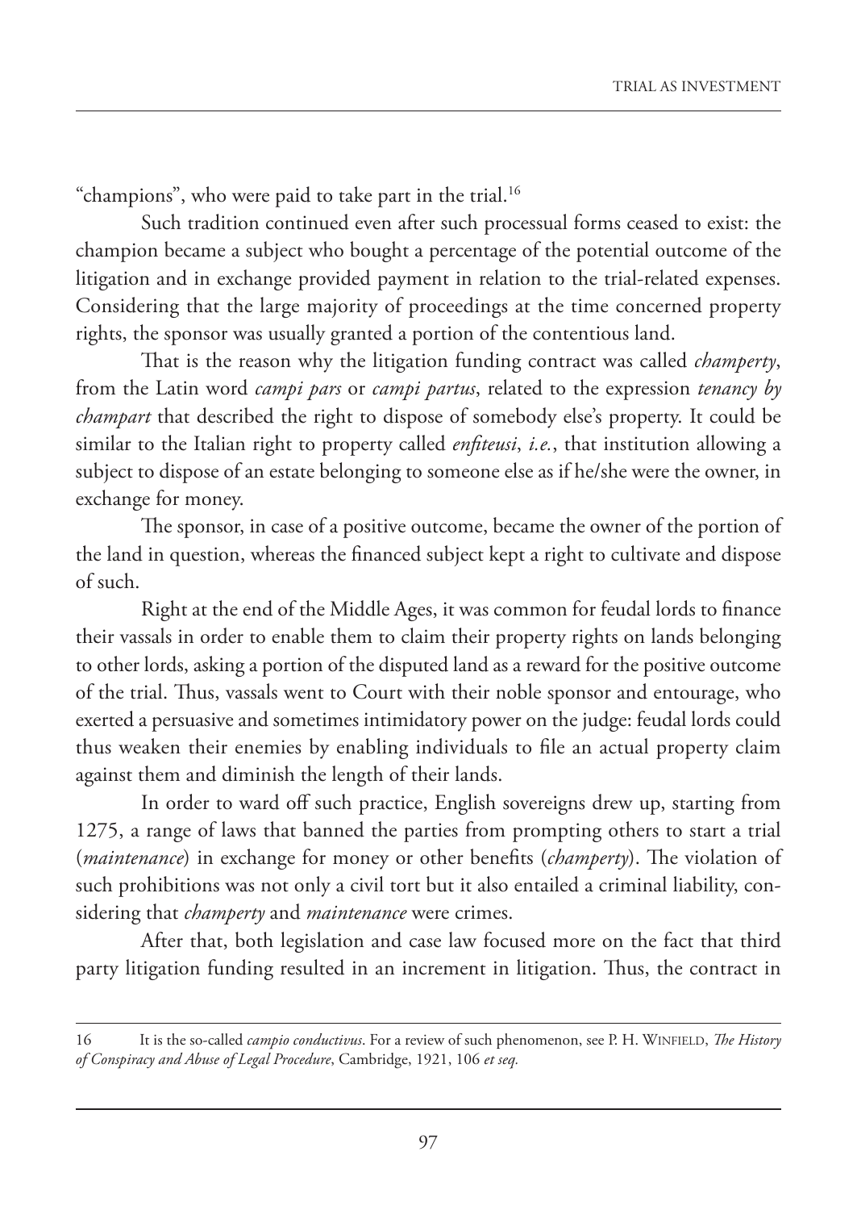"champions", who were paid to take part in the trial.[16]

Such tradition continued even after such processual forms ceased to exist: the champion became a subject who bought a percentage of the potential outcome of the litigation and in exchange provided payment in relation to the trial-related expenses. Considering that the large majority of proceedings at the time concerned property rights, the sponsor was usually granted a portion of the contentious land.

That is the reason why the litigation funding contract was called *champerty*, from the Latin word *campi pars* or *campi partus*, related to the expression *tenancy by champart* that described the right to dispose of somebody else's property. It could be similar to the Italian right to property called *enfiteusi*, *i.e.*, that institution allowing a subject to dispose of an estate belonging to someone else as if he/she were the owner, in exchange for money.

The sponsor, in case of a positive outcome, became the owner of the portion of the land in question, whereas the financed subject kept a right to cultivate and dispose of such.

Right at the end of the Middle Ages, it was common for feudal lords to finance their vassals in order to enable them to claim their property rights on lands belonging to other lords, asking a portion of the disputed land as a reward for the positive outcome of the trial. Thus, vassals went to Court with their noble sponsor and entourage, who exerted a persuasive and sometimes intimidatory power on the judge: feudal lords could thus weaken their enemies by enabling individuals to file an actual property claim against them and diminish the length of their lands.

In order to ward off such practice, English sovereigns drew up, starting from 1275, a range of laws that banned the parties from prompting others to start a trial (*maintenance*) in exchange for money or other benefits (*champerty*). The violation of such prohibitions was not only a civil tort but it also entailed a criminal liability, considering that *champerty* and *maintenance* were crimes.

After that, both legislation and case law focused more on the fact that third party litigation funding resulted in an increment in litigation. Thus, the contract in

---

16 It is the so-called *campio conductivus*. For a review of such phenomenon, see P. H. Winfield, *The History of Conspiracy and Abuse of Legal Procedure*, Cambridge, 1921, 106 *et seq.*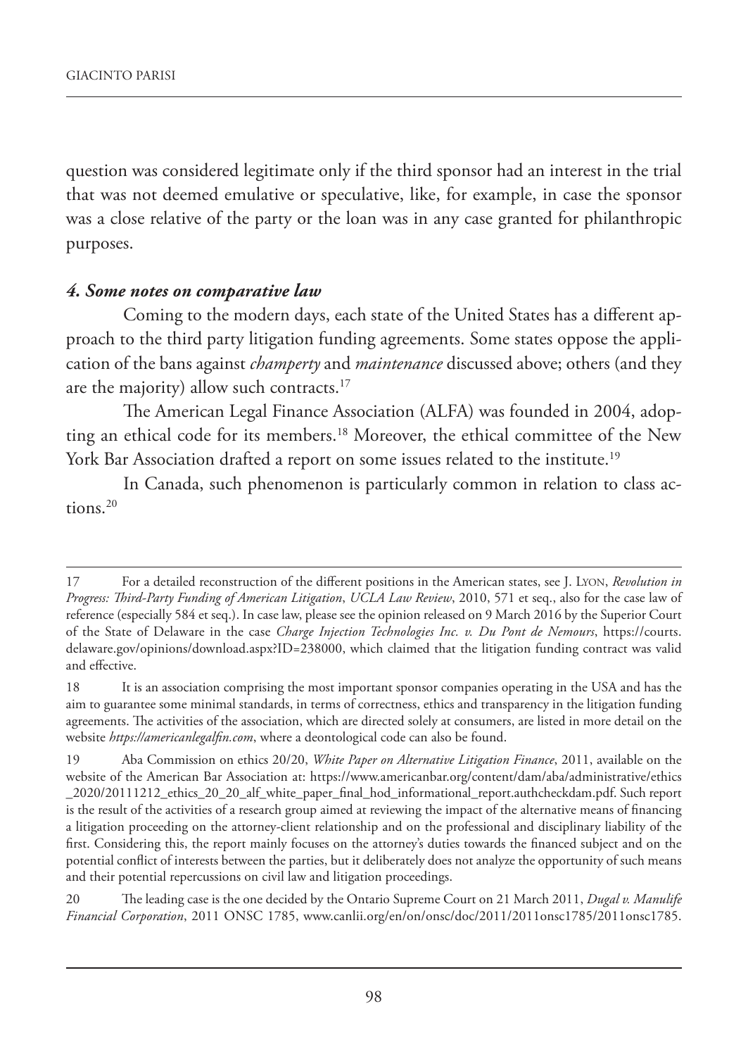question was considered legitimate only if the third sponsor had an interest in the trial that was not deemed emulative or speculative, like, for example, in case the sponsor was a close relative of the party or the loan was in any case granted for philanthropic purposes.

### *4. Some notes on comparative law*

Coming to the modern days, each state of the United States has a different approach to the third party litigation funding agreements. Some states oppose the application of the bans against *champerty* and *maintenance* discussed above; others (and they are the majority) allow such contracts.[17]

The American Legal Finance Association (ALFA) was founded in 2004, adopting an ethical code for its members.[18] Moreover, the ethical committee of the New York Bar Association drafted a report on some issues related to the institute.[19]

In Canada, such phenomenon is particularly common in relation to class actions.[20]

---

17 For a detailed reconstruction of the different positions in the American states, see J. Lyon, *Revolution in Progress: Third-Party Funding of American Litigation*, *UCLA Law Review*, 2010, 571 et seq., also for the case law of reference (especially 584 et seq.). In case law, please see the opinion released on 9 March 2016 by the Superior Court of the State of Delaware in the case *Charge Injection Technologies Inc. v. Du Pont de Nemours*, https://courts.delaware.gov/opinions/download.aspx?ID=238000, which claimed that the litigation funding contract was valid and effective.

18 It is an association comprising the most important sponsor companies operating in the USA and has the aim to guarantee some minimal standards, in terms of correctness, ethics and transparency in the litigation funding agreements. The activities of the association, which are directed solely at consumers, are listed in more detail on the website *https://americanlegalfin.com*, where a deontological code can also be found.

19 Aba Commission on ethics 20/20, *White Paper on Alternative Litigation Finance*, 2011, available on the website of the American Bar Association at: https://www.americanbar.org/content/dam/aba/administrative/ethics_2020/20111212_ethics_20_20_alf_white_paper_final_hod_informational_report.authcheckdam.pdf. Such report is the result of the activities of a research group aimed at reviewing the impact of the alternative means of financing a litigation proceeding on the attorney-client relationship and on the professional and disciplinary liability of the first. Considering this, the report mainly focuses on the attorney's duties towards the financed subject and on the potential conflict of interests between the parties, but it deliberately does not analyze the opportunity of such means and their potential repercussions on civil law and litigation proceedings.

20 The leading case is the one decided by the Ontario Supreme Court on 21 March 2011, *Dugal v. Manulife Financial Corporation*, 2011 ONSC 1785, www.canlii.org/en/on/onsc/doc/2011/2011onsc1785/2011onsc1785.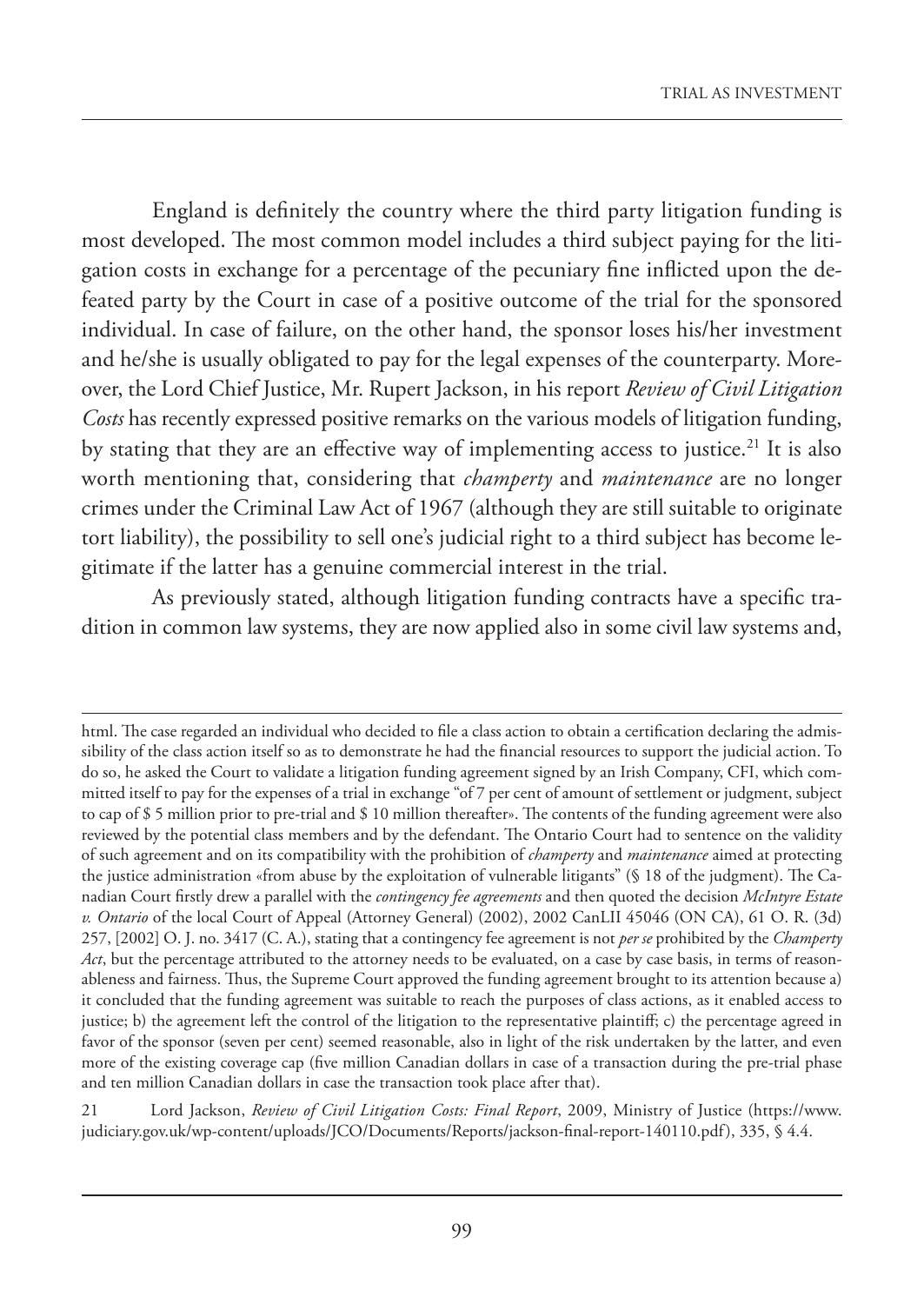England is definitely the country where the third party litigation funding is most developed. The most common model includes a third subject paying for the litigation costs in exchange for a percentage of the pecuniary fine inflicted upon the defeated party by the Court in case of a positive outcome of the trial for the sponsored individual. In case of failure, on the other hand, the sponsor loses his/her investment and he/she is usually obligated to pay for the legal expenses of the counterparty. Moreover, the Lord Chief Justice, Mr. Rupert Jackson, in his report *Review of Civil Litigation Costs* has recently expressed positive remarks on the various models of litigation funding, by stating that they are an effective way of implementing access to justice.[21] It is also worth mentioning that, considering that *champerty* and *maintenance* are no longer crimes under the Criminal Law Act of 1967 (although they are still suitable to originate tort liability), the possibility to sell one's judicial right to a third subject has become legitimate if the latter has a genuine commercial interest in the trial.

As previously stated, although litigation funding contracts have a specific tradition in common law systems, they are now applied also in some civil law systems and,

---

html. The case regarded an individual who decided to file a class action to obtain a certification declaring the admissibility of the class action itself so as to demonstrate he had the financial resources to support the judicial action. To do so, he asked the Court to validate a litigation funding agreement signed by an Irish Company, CFI, which committed itself to pay for the expenses of a trial in exchange "of 7 per cent of amount of settlement or judgment, subject to cap of $ 5 million prior to pre-trial and $ 10 million thereafter». The contents of the funding agreement were also reviewed by the potential class members and by the defendant. The Ontario Court had to sentence on the validity of such agreement and on its compatibility with the prohibition of *champerty* and *maintenance* aimed at protecting the justice administration «from abuse by the exploitation of vulnerable litigants" (§ 18 of the judgment). The Canadian Court firstly drew a parallel with the *contingency fee agreements* and then quoted the decision *McIntyre Estate v. Ontario* of the local Court of Appeal (Attorney General) (2002), 2002 CanLII 45046 (ON CA), 61 O. R. (3d) 257, [2002] O. J. no. 3417 (C. A.), stating that a contingency fee agreement is not *per se* prohibited by the *Champerty Act*, but the percentage attributed to the attorney needs to be evaluated, on a case by case basis, in terms of reasonableness and fairness. Thus, the Supreme Court approved the funding agreement brought to its attention because a) it concluded that the funding agreement was suitable to reach the purposes of class actions, as it enabled access to justice; b) the agreement left the control of the litigation to the representative plaintiff; c) the percentage agreed in favor of the sponsor (seven per cent) seemed reasonable, also in light of the risk undertaken by the latter, and even more of the existing coverage cap (five million Canadian dollars in case of a transaction during the pre-trial phase and ten million Canadian dollars in case the transaction took place after that).

21 Lord Jackson, *Review of Civil Litigation Costs: Final Report*, 2009, Ministry of Justice (https://www.judiciary.gov.uk/wp-content/uploads/JCO/Documents/Reports/jackson-final-report-140110.pdf), 335, § 4.4.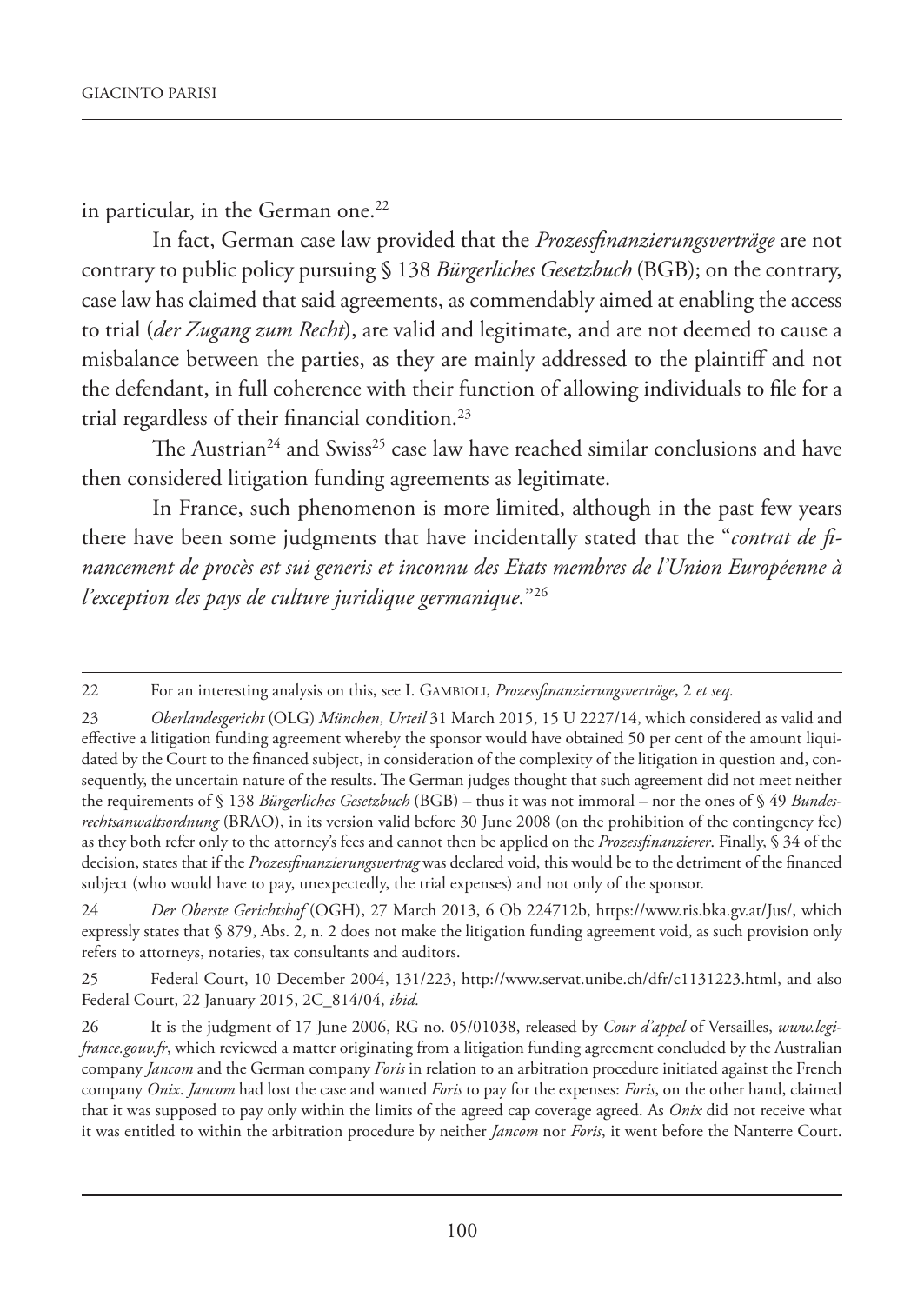in particular, in the German one.[22]

In fact, German case law provided that the *Prozessfinanzierungsverträge* are not contrary to public policy pursuing § 138 *Bürgerliches Gesetzbuch* (BGB); on the contrary, case law has claimed that said agreements, as commendably aimed at enabling the access to trial (*der Zugang zum Recht*), are valid and legitimate, and are not deemed to cause a misbalance between the parties, as they are mainly addressed to the plaintiff and not the defendant, in full coherence with their function of allowing individuals to file for a trial regardless of their financial condition.[23]

The Austrian[24] and Swiss[25] case law have reached similar conclusions and have then considered litigation funding agreements as legitimate.

In France, such phenomenon is more limited, although in the past few years there have been some judgments that have incidentally stated that the "*contrat de financement de procès est sui generis et inconnu des Etats membres de l'Union Européenne à l'exception des pays de culture juridique germanique.*"[26]

---

22 For an interesting analysis on this, see I. GAMBIOLI, *Prozessfinanzierungsverträge*, 2 *et seq.*

23 *Oberlandesgericht* (OLG) *München*, *Urteil* 31 March 2015, 15 U 2227/14, which considered as valid and effective a litigation funding agreement whereby the sponsor would have obtained 50 per cent of the amount liquidated by the Court to the financed subject, in consideration of the complexity of the litigation in question and, consequently, the uncertain nature of the results. The German judges thought that such agreement did not meet neither the requirements of § 138 *Bürgerliches Gesetzbuch* (BGB) – thus it was not immoral – nor the ones of § 49 *Bundesrechtsanwaltsordnung* (BRAO), in its version valid before 30 June 2008 (on the prohibition of the contingency fee) as they both refer only to the attorney's fees and cannot then be applied on the *Prozessfinanzierer*. Finally, § 34 of the decision, states that if the *Prozessfinanzierungsvertrag* was declared void, this would be to the detriment of the financed subject (who would have to pay, unexpectedly, the trial expenses) and not only of the sponsor.

24 *Der Oberste Gerichtshof* (OGH), 27 March 2013, 6 Ob 224712b, https://www.ris.bka.gv.at/Jus/, which expressly states that § 879, Abs. 2, n. 2 does not make the litigation funding agreement void, as such provision only refers to attorneys, notaries, tax consultants and auditors.

25 Federal Court, 10 December 2004, 131/223, http://www.servat.unibe.ch/dfr/c1131223.html, and also Federal Court, 22 January 2015, 2C_814/04, *ibid.*

26 It is the judgment of 17 June 2006, RG no. 05/01038, released by *Cour d'appel* of Versailles, *www.legifrance.gouv.fr*, which reviewed a matter originating from a litigation funding agreement concluded by the Australian company *Jancom* and the German company *Foris* in relation to an arbitration procedure initiated against the French company *Onix*. *Jancom* had lost the case and wanted *Foris* to pay for the expenses: *Foris*, on the other hand, claimed that it was supposed to pay only within the limits of the agreed cap coverage agreed. As *Onix* did not receive what it was entitled to within the arbitration procedure by neither *Jancom* nor *Foris*, it went before the Nanterre Court.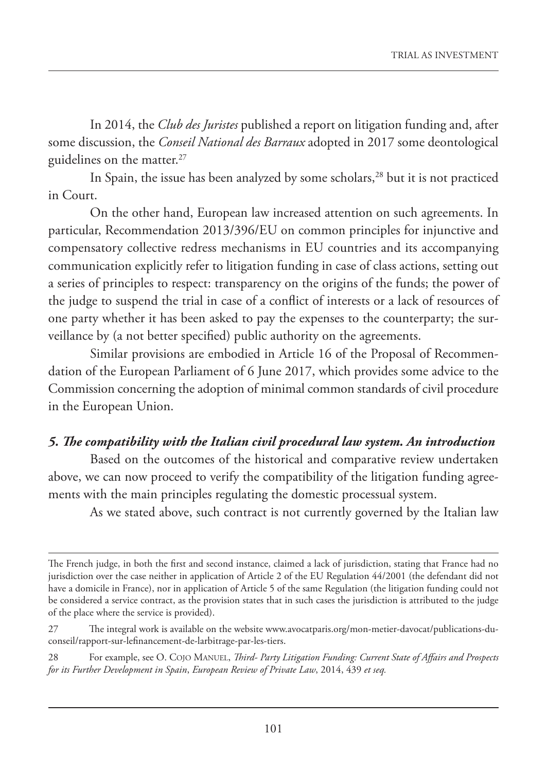In 2014, the *Club des Juristes* published a report on litigation funding and, after some discussion, the *Conseil National des Barraux* adopted in 2017 some deontological guidelines on the matter.[27]

In Spain, the issue has been analyzed by some scholars,[28] but it is not practiced in Court.

On the other hand, European law increased attention on such agreements. In particular, Recommendation 2013/396/EU on common principles for injunctive and compensatory collective redress mechanisms in EU countries and its accompanying communication explicitly refer to litigation funding in case of class actions, setting out a series of principles to respect: transparency on the origins of the funds; the power of the judge to suspend the trial in case of a conflict of interests or a lack of resources of one party whether it has been asked to pay the expenses to the counterparty; the surveillance by (a not better specified) public authority on the agreements.

Similar provisions are embodied in Article 16 of the Proposal of Recommendation of the European Parliament of 6 June 2017, which provides some advice to the Commission concerning the adoption of minimal common standards of civil procedure in the European Union.

### *5. The compatibility with the Italian civil procedural law system. An introduction*

Based on the outcomes of the historical and comparative review undertaken above, we can now proceed to verify the compatibility of the litigation funding agreements with the main principles regulating the domestic processual system.

As we stated above, such contract is not currently governed by the Italian law

---

The French judge, in both the first and second instance, claimed a lack of jurisdiction, stating that France had no jurisdiction over the case neither in application of Article 2 of the EU Regulation 44/2001 (the defendant did not have a domicile in France), nor in application of Article 5 of the same Regulation (the litigation funding could not be considered a service contract, as the provision states that in such cases the jurisdiction is attributed to the judge of the place where the service is provided).

27 The integral work is available on the website www.avocatparis.org/mon-metier-davocat/publications-du-conseil/rapport-sur-lefinancement-de-larbitrage-par-les-tiers.

28 For example, see O. Cojo Manuel, *Third- Party Litigation Funding: Current State of Affairs and Prospects for its Further Development in Spain*, *European Review of Private Law*, 2014, 439 *et seq.*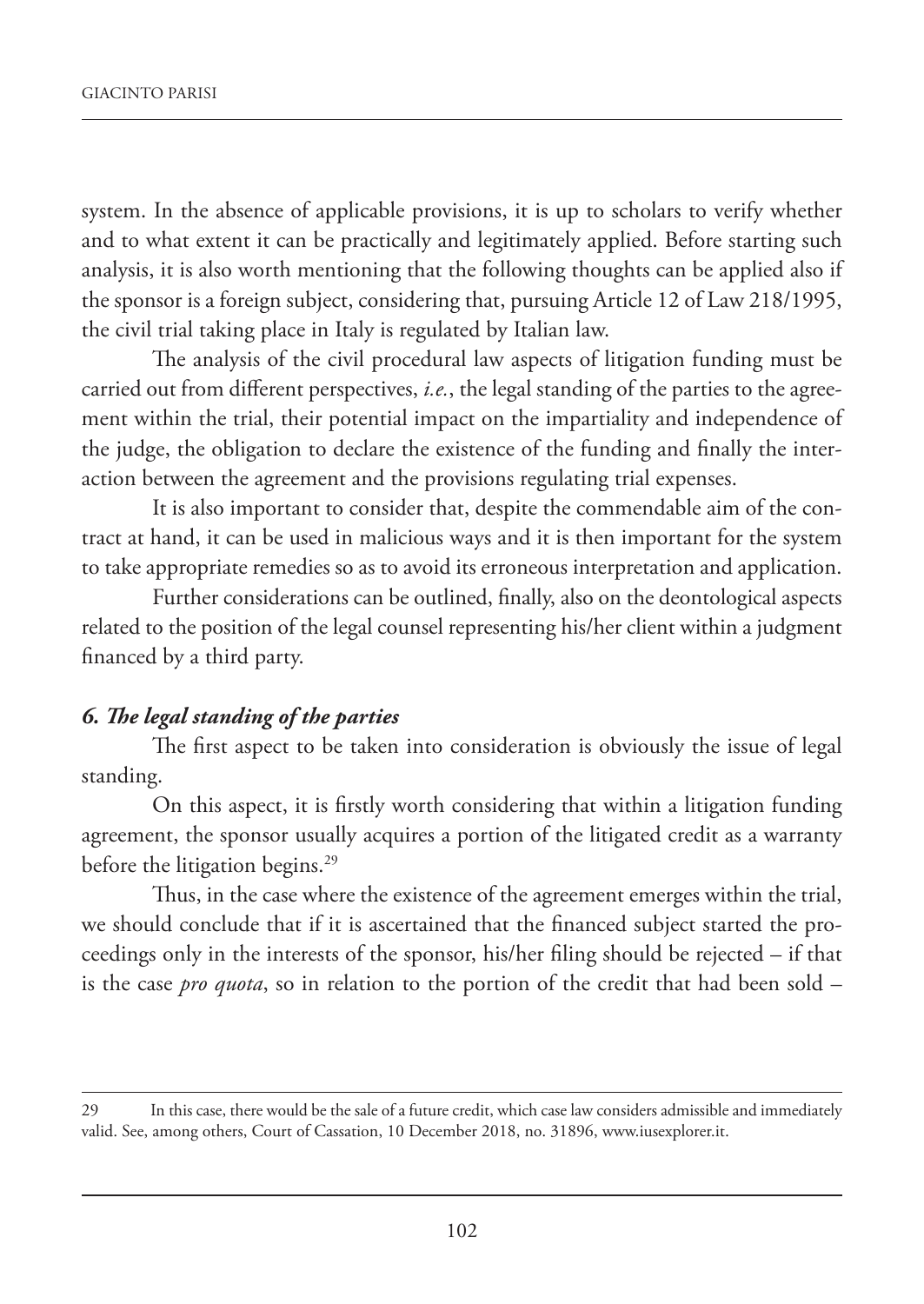system. In the absence of applicable provisions, it is up to scholars to verify whether and to what extent it can be practically and legitimately applied. Before starting such analysis, it is also worth mentioning that the following thoughts can be applied also if the sponsor is a foreign subject, considering that, pursuing Article 12 of Law 218/1995, the civil trial taking place in Italy is regulated by Italian law.

The analysis of the civil procedural law aspects of litigation funding must be carried out from different perspectives, *i.e.*, the legal standing of the parties to the agreement within the trial, their potential impact on the impartiality and independence of the judge, the obligation to declare the existence of the funding and finally the interaction between the agreement and the provisions regulating trial expenses.

It is also important to consider that, despite the commendable aim of the contract at hand, it can be used in malicious ways and it is then important for the system to take appropriate remedies so as to avoid its erroneous interpretation and application.

Further considerations can be outlined, finally, also on the deontological aspects related to the position of the legal counsel representing his/her client within a judgment financed by a third party.

### *6. The legal standing of the parties*

The first aspect to be taken into consideration is obviously the issue of legal standing.

On this aspect, it is firstly worth considering that within a litigation funding agreement, the sponsor usually acquires a portion of the litigated credit as a warranty before the litigation begins.[29]

Thus, in the case where the existence of the agreement emerges within the trial, we should conclude that if it is ascertained that the financed subject started the proceedings only in the interests of the sponsor, his/her filing should be rejected – if that is the case *pro quota*, so in relation to the portion of the credit that had been sold –

---

29 In this case, there would be the sale of a future credit, which case law considers admissible and immediately valid. See, among others, Court of Cassation, 10 December 2018, no. 31896, www.iusexplorer.it.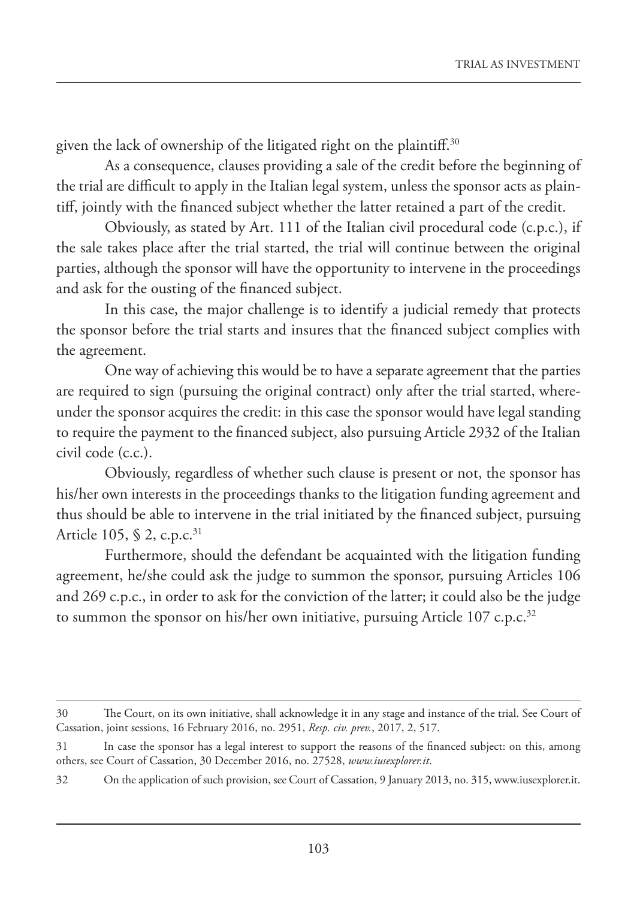given the lack of ownership of the litigated right on the plaintiff.[30]

As a consequence, clauses providing a sale of the credit before the beginning of the trial are difficult to apply in the Italian legal system, unless the sponsor acts as plaintiff, jointly with the financed subject whether the latter retained a part of the credit.

Obviously, as stated by Art. 111 of the Italian civil procedural code (c.p.c.), if the sale takes place after the trial started, the trial will continue between the original parties, although the sponsor will have the opportunity to intervene in the proceedings and ask for the ousting of the financed subject.

In this case, the major challenge is to identify a judicial remedy that protects the sponsor before the trial starts and insures that the financed subject complies with the agreement.

One way of achieving this would be to have a separate agreement that the parties are required to sign (pursuing the original contract) only after the trial started, whereunder the sponsor acquires the credit: in this case the sponsor would have legal standing to require the payment to the financed subject, also pursuing Article 2932 of the Italian civil code (c.c.).

Obviously, regardless of whether such clause is present or not, the sponsor has his/her own interests in the proceedings thanks to the litigation funding agreement and thus should be able to intervene in the trial initiated by the financed subject, pursuing Article 105, § 2, c.p.c.[31]

Furthermore, should the defendant be acquainted with the litigation funding agreement, he/she could ask the judge to summon the sponsor, pursuing Articles 106 and 269 c.p.c., in order to ask for the conviction of the latter; it could also be the judge to summon the sponsor on his/her own initiative, pursuing Article 107 c.p.c.[32]

---

30 The Court, on its own initiative, shall acknowledge it in any stage and instance of the trial. See Court of Cassation, joint sessions, 16 February 2016, no. 2951, *Resp. civ. prev.*, 2017, 2, 517.

31 In case the sponsor has a legal interest to support the reasons of the financed subject: on this, among others, see Court of Cassation, 30 December 2016, no. 27528, *www.iusexplorer.it*.

32 On the application of such provision, see Court of Cassation, 9 January 2013, no. 315, www.iusexplorer.it.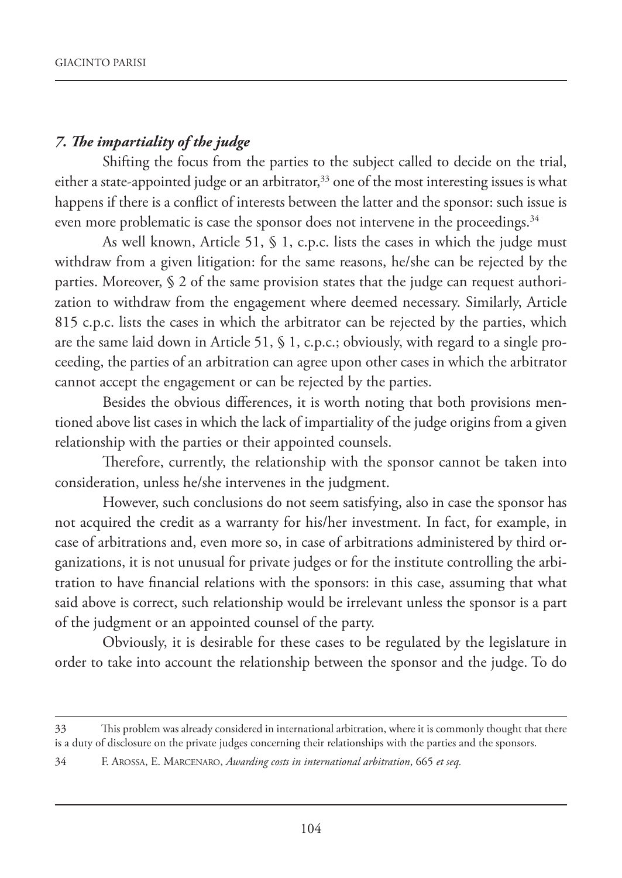## *7. The impartiality of the judge*

Shifting the focus from the parties to the subject called to decide on the trial, either a state-appointed judge or an arbitrator,[33] one of the most interesting issues is what happens if there is a conflict of interests between the latter and the sponsor: such issue is even more problematic is case the sponsor does not intervene in the proceedings.[34]

As well known, Article 51, § 1, c.p.c. lists the cases in which the judge must withdraw from a given litigation: for the same reasons, he/she can be rejected by the parties. Moreover, § 2 of the same provision states that the judge can request authorization to withdraw from the engagement where deemed necessary. Similarly, Article 815 c.p.c. lists the cases in which the arbitrator can be rejected by the parties, which are the same laid down in Article 51, § 1, c.p.c.; obviously, with regard to a single proceeding, the parties of an arbitration can agree upon other cases in which the arbitrator cannot accept the engagement or can be rejected by the parties.

Besides the obvious differences, it is worth noting that both provisions mentioned above list cases in which the lack of impartiality of the judge origins from a given relationship with the parties or their appointed counsels.

Therefore, currently, the relationship with the sponsor cannot be taken into consideration, unless he/she intervenes in the judgment.

However, such conclusions do not seem satisfying, also in case the sponsor has not acquired the credit as a warranty for his/her investment. In fact, for example, in case of arbitrations and, even more so, in case of arbitrations administered by third organizations, it is not unusual for private judges or for the institute controlling the arbitration to have financial relations with the sponsors: in this case, assuming that what said above is correct, such relationship would be irrelevant unless the sponsor is a part of the judgment or an appointed counsel of the party.

Obviously, it is desirable for these cases to be regulated by the legislature in order to take into account the relationship between the sponsor and the judge. To do

---

33 This problem was already considered in international arbitration, where it is commonly thought that there is a duty of disclosure on the private judges concerning their relationships with the parties and the sponsors.

34 F. Arossa, E. Marcenaro, *Awarding costs in international arbitration*, 665 *et seq.*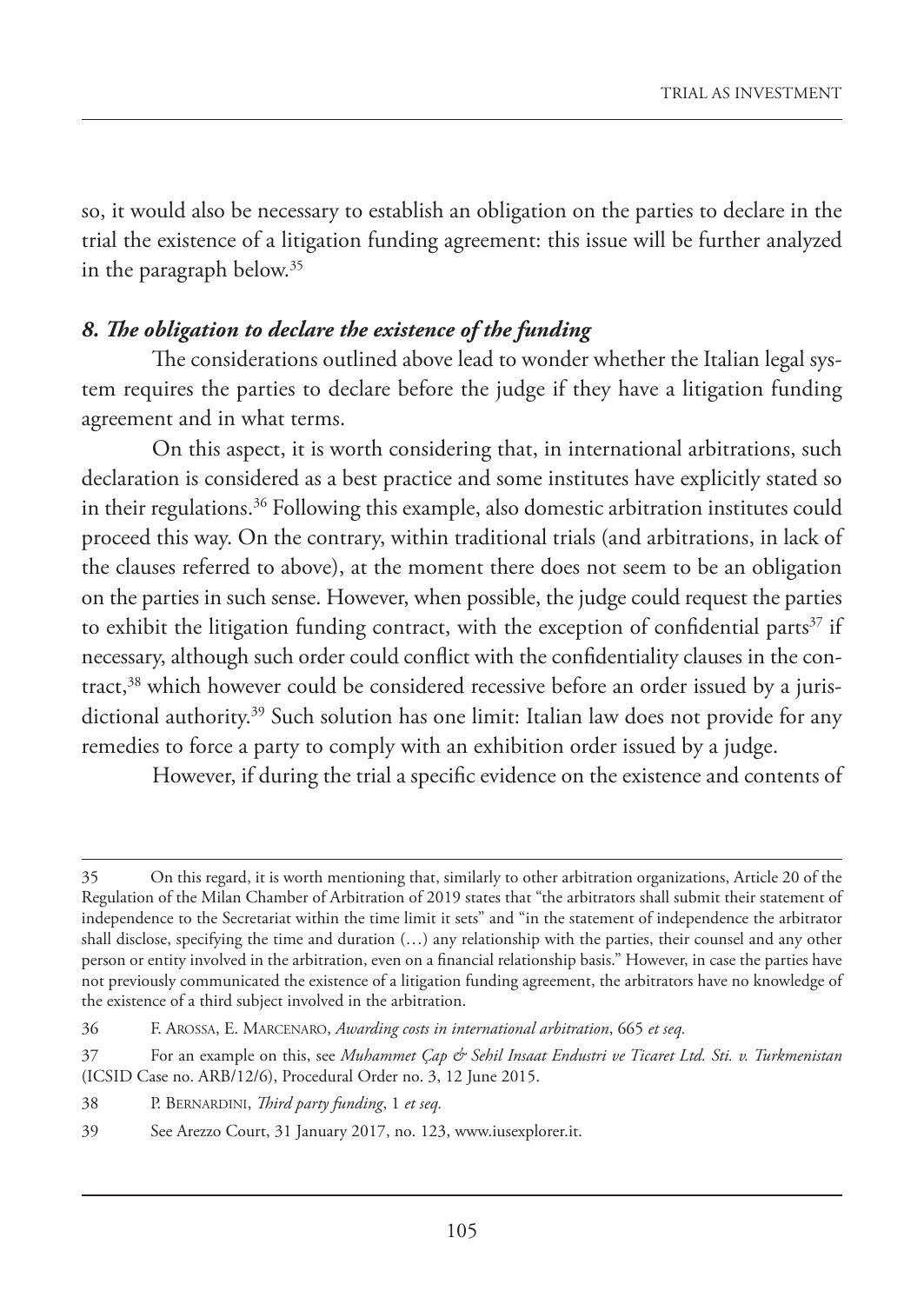so, it would also be necessary to establish an obligation on the parties to declare in the trial the existence of a litigation funding agreement: this issue will be further analyzed in the paragraph below.[35]

### *8. The obligation to declare the existence of the funding*

The considerations outlined above lead to wonder whether the Italian legal system requires the parties to declare before the judge if they have a litigation funding agreement and in what terms.

On this aspect, it is worth considering that, in international arbitrations, such declaration is considered as a best practice and some institutes have explicitly stated so in their regulations.[36] Following this example, also domestic arbitration institutes could proceed this way. On the contrary, within traditional trials (and arbitrations, in lack of the clauses referred to above), at the moment there does not seem to be an obligation on the parties in such sense. However, when possible, the judge could request the parties to exhibit the litigation funding contract, with the exception of confidential parts[37] if necessary, although such order could conflict with the confidentiality clauses in the contract,[38] which however could be considered recessive before an order issued by a jurisdictional authority.[39] Such solution has one limit: Italian law does not provide for any remedies to force a party to comply with an exhibition order issued by a judge.

However, if during the trial a specific evidence on the existence and contents of

---

35 On this regard, it is worth mentioning that, similarly to other arbitration organizations, Article 20 of the Regulation of the Milan Chamber of Arbitration of 2019 states that "the arbitrators shall submit their statement of independence to the Secretariat within the time limit it sets" and "in the statement of independence the arbitrator shall disclose, specifying the time and duration (…) any relationship with the parties, their counsel and any other person or entity involved in the arbitration, even on a financial relationship basis." However, in case the parties have not previously communicated the existence of a litigation funding agreement, the arbitrators have no knowledge of the existence of a third subject involved in the arbitration.

36 F. Arossa, E. Marcenaro, *Awarding costs in international arbitration*, 665 *et seq.*

37 For an example on this, see *Muhammet Çap & Sehil Insaat Endustri ve Ticaret Ltd. Sti. v. Turkmenistan* (ICSID Case no. ARB/12/6), Procedural Order no. 3, 12 June 2015.

38 P. Bernardini, *Third party funding*, 1 *et seq.*

39 See Arezzo Court, 31 January 2017, no. 123, www.iusexplorer.it.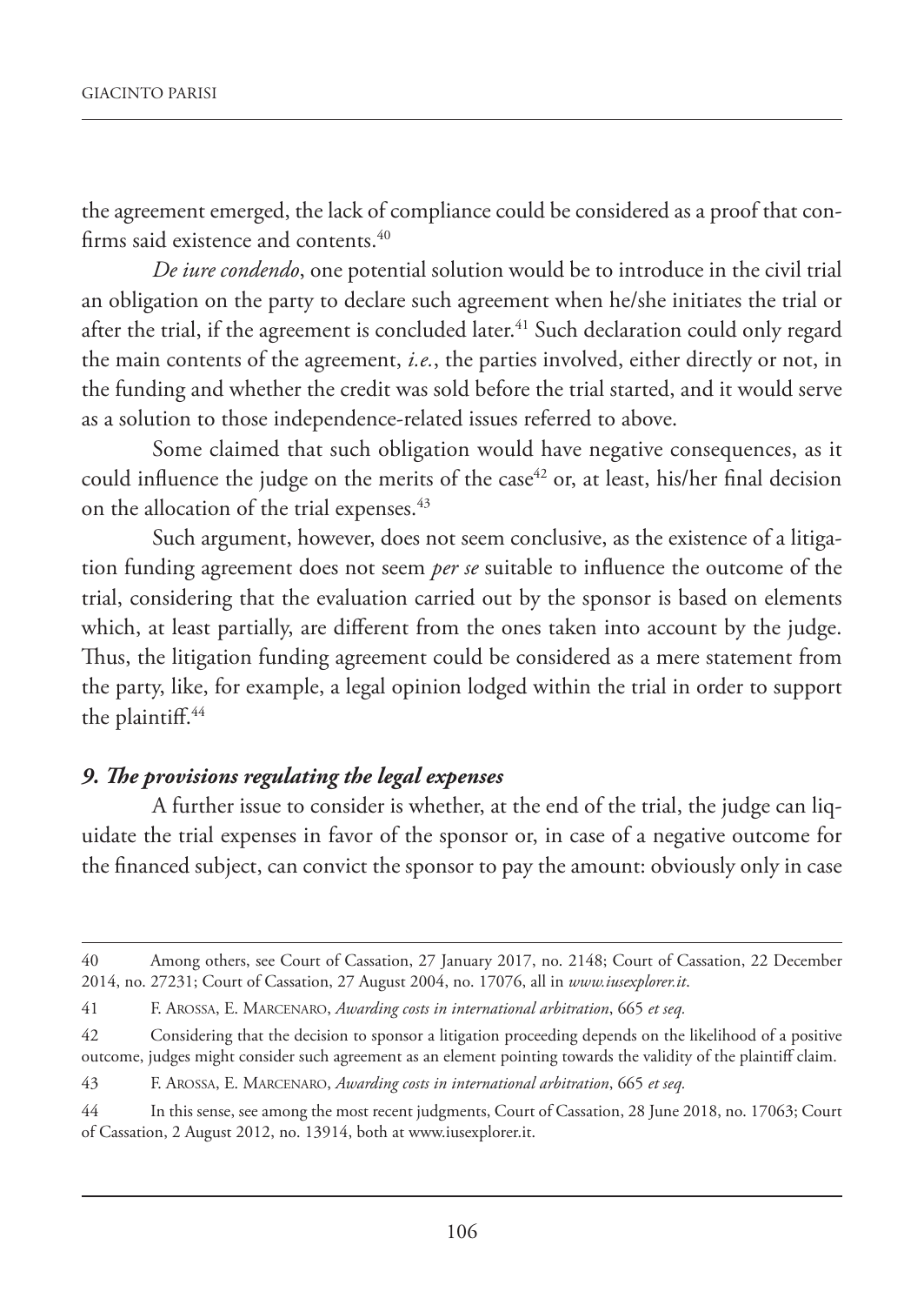the agreement emerged, the lack of compliance could be considered as a proof that confirms said existence and contents.[40]

*De iure condendo*, one potential solution would be to introduce in the civil trial an obligation on the party to declare such agreement when he/she initiates the trial or after the trial, if the agreement is concluded later.[41] Such declaration could only regard the main contents of the agreement, *i.e.*, the parties involved, either directly or not, in the funding and whether the credit was sold before the trial started, and it would serve as a solution to those independence-related issues referred to above.

Some claimed that such obligation would have negative consequences, as it could influence the judge on the merits of the case[42] or, at least, his/her final decision on the allocation of the trial expenses.[43]

Such argument, however, does not seem conclusive, as the existence of a litigation funding agreement does not seem *per se* suitable to influence the outcome of the trial, considering that the evaluation carried out by the sponsor is based on elements which, at least partially, are different from the ones taken into account by the judge. Thus, the litigation funding agreement could be considered as a mere statement from the party, like, for example, a legal opinion lodged within the trial in order to support the plaintiff.[44]

### *9. The provisions regulating the legal expenses*

A further issue to consider is whether, at the end of the trial, the judge can liquidate the trial expenses in favor of the sponsor or, in case of a negative outcome for the financed subject, can convict the sponsor to pay the amount: obviously only in case

---

40 Among others, see Court of Cassation, 27 January 2017, no. 2148; Court of Cassation, 22 December 2014, no. 27231; Court of Cassation, 27 August 2004, no. 17076, all in *www.iusexplorer.it*.

41 F. Arossa, E. Marcenaro, *Awarding costs in international arbitration*, 665 *et seq.*

42 Considering that the decision to sponsor a litigation proceeding depends on the likelihood of a positive outcome, judges might consider such agreement as an element pointing towards the validity of the plaintiff claim.

43 F. Arossa, E. Marcenaro, *Awarding costs in international arbitration*, 665 *et seq.*

44 In this sense, see among the most recent judgments, Court of Cassation, 28 June 2018, no. 17063; Court of Cassation, 2 August 2012, no. 13914, both at www.iusexplorer.it.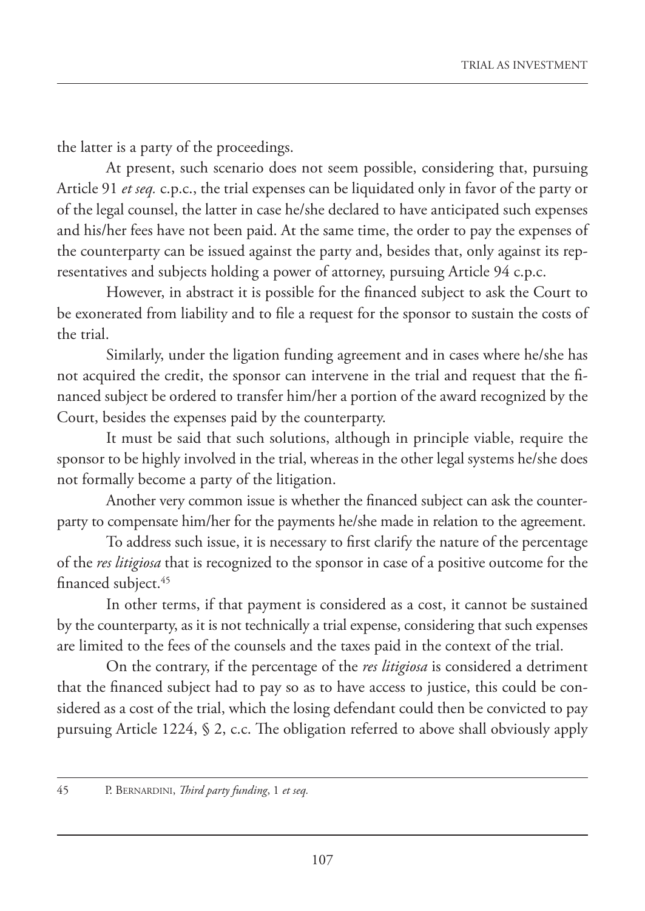the latter is a party of the proceedings.

At present, such scenario does not seem possible, considering that, pursuing Article 91 *et seq.* c.p.c., the trial expenses can be liquidated only in favor of the party or of the legal counsel, the latter in case he/she declared to have anticipated such expenses and his/her fees have not been paid. At the same time, the order to pay the expenses of the counterparty can be issued against the party and, besides that, only against its representatives and subjects holding a power of attorney, pursuing Article 94 c.p.c.

However, in abstract it is possible for the financed subject to ask the Court to be exonerated from liability and to file a request for the sponsor to sustain the costs of the trial.

Similarly, under the ligation funding agreement and in cases where he/she has not acquired the credit, the sponsor can intervene in the trial and request that the financed subject be ordered to transfer him/her a portion of the award recognized by the Court, besides the expenses paid by the counterparty.

It must be said that such solutions, although in principle viable, require the sponsor to be highly involved in the trial, whereas in the other legal systems he/she does not formally become a party of the litigation.

Another very common issue is whether the financed subject can ask the counterparty to compensate him/her for the payments he/she made in relation to the agreement.

To address such issue, it is necessary to first clarify the nature of the percentage of the *res litigiosa* that is recognized to the sponsor in case of a positive outcome for the financed subject.[45]

In other terms, if that payment is considered as a cost, it cannot be sustained by the counterparty, as it is not technically a trial expense, considering that such expenses are limited to the fees of the counsels and the taxes paid in the context of the trial.

On the contrary, if the percentage of the *res litigiosa* is considered a detriment that the financed subject had to pay so as to have access to justice, this could be considered as a cost of the trial, which the losing defendant could then be convicted to pay pursuing Article 1224, § 2, c.c. The obligation referred to above shall obviously apply

---

45 P. Bernardini, *Third party funding*, 1 *et seq.*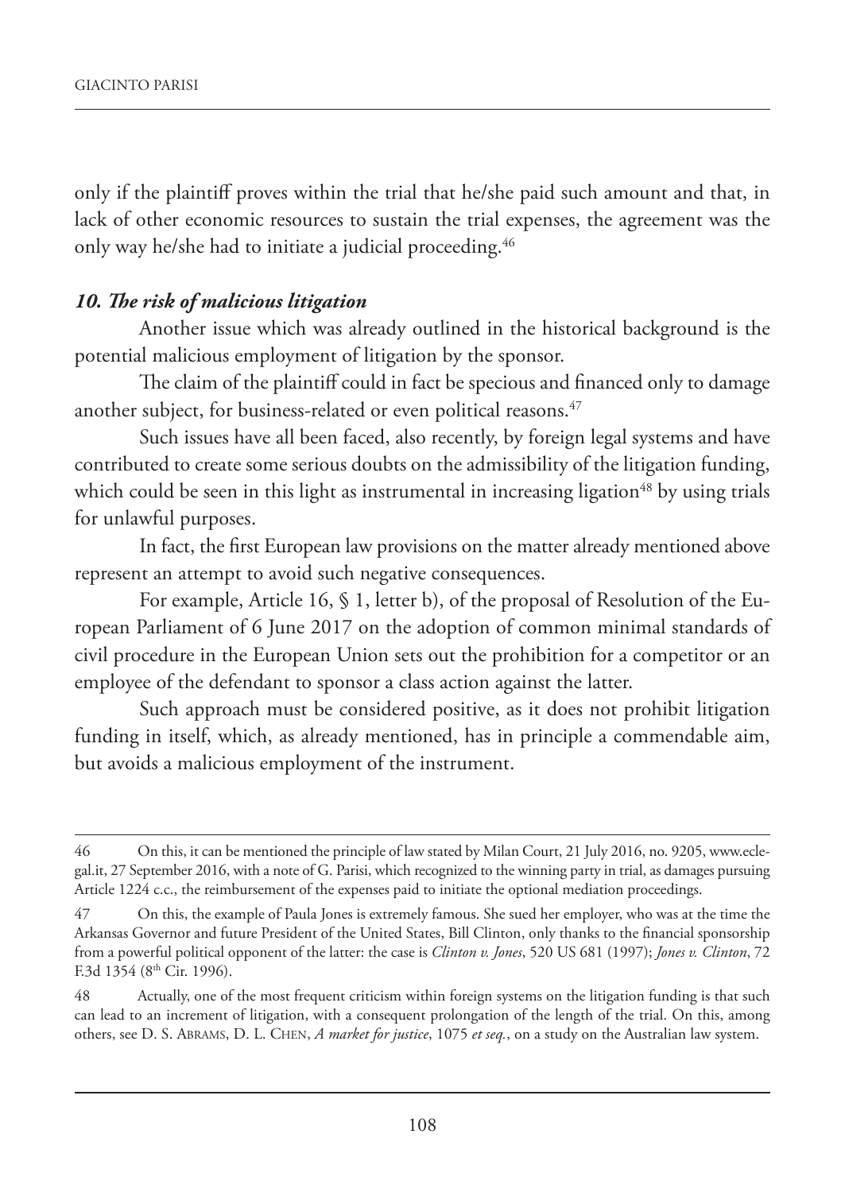only if the plaintiff proves within the trial that he/she paid such amount and that, in lack of other economic resources to sustain the trial expenses, the agreement was the only way he/she had to initiate a judicial proceeding.[46]

### *10. The risk of malicious litigation*

Another issue which was already outlined in the historical background is the potential malicious employment of litigation by the sponsor.

The claim of the plaintiff could in fact be specious and financed only to damage another subject, for business-related or even political reasons.[47]

Such issues have all been faced, also recently, by foreign legal systems and have contributed to create some serious doubts on the admissibility of the litigation funding, which could be seen in this light as instrumental in increasing ligation[48] by using trials for unlawful purposes.

In fact, the first European law provisions on the matter already mentioned above represent an attempt to avoid such negative consequences.

For example, Article 16, § 1, letter b), of the proposal of Resolution of the European Parliament of 6 June 2017 on the adoption of common minimal standards of civil procedure in the European Union sets out the prohibition for a competitor or an employee of the defendant to sponsor a class action against the latter.

Such approach must be considered positive, as it does not prohibit litigation funding in itself, which, as already mentioned, has in principle a commendable aim, but avoids a malicious employment of the instrument.

---

46 On this, it can be mentioned the principle of law stated by Milan Court, 21 July 2016, no. 9205, www.eclegal.it, 27 September 2016, with a note of G. Parisi, which recognized to the winning party in trial, as damages pursuing Article 1224 c.c., the reimbursement of the expenses paid to initiate the optional mediation proceedings.

47 On this, the example of Paula Jones is extremely famous. She sued her employer, who was at the time the Arkansas Governor and future President of the United States, Bill Clinton, only thanks to the financial sponsorship from a powerful political opponent of the latter: the case is *Clinton v. Jones*, 520 US 681 (1997); *Jones v. Clinton*, 72 F.3d 1354 (8th Cir. 1996).

48 Actually, one of the most frequent criticism within foreign systems on the litigation funding is that such can lead to an increment of litigation, with a consequent prolongation of the length of the trial. On this, among others, see D. S. Abrams, D. L. Chen, *A market for justice*, 1075 *et seq.*, on a study on the Australian law system.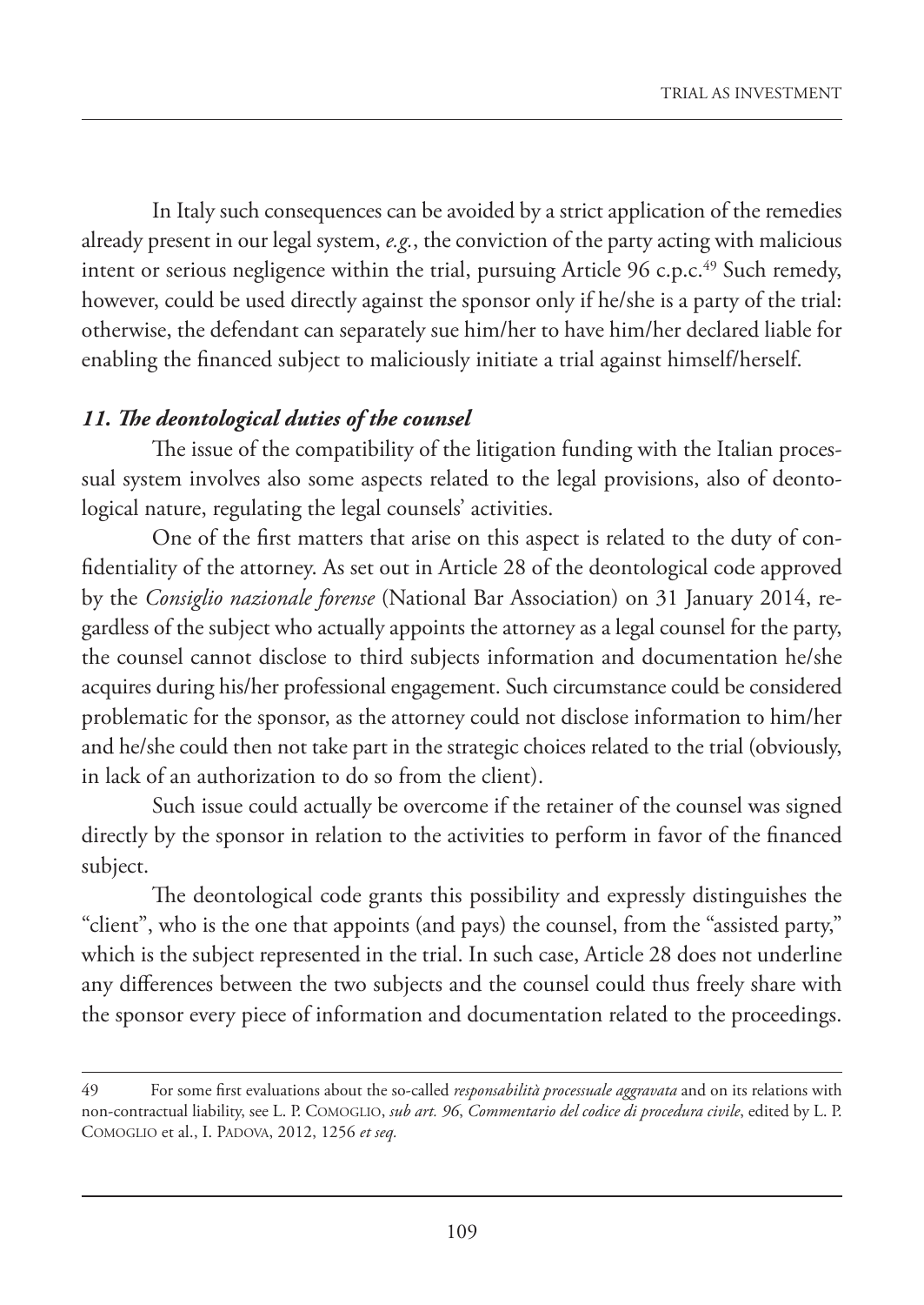In Italy such consequences can be avoided by a strict application of the remedies already present in our legal system, *e.g.*, the conviction of the party acting with malicious intent or serious negligence within the trial, pursuing Article 96 c.p.c.[49] Such remedy, however, could be used directly against the sponsor only if he/she is a party of the trial: otherwise, the defendant can separately sue him/her to have him/her declared liable for enabling the financed subject to maliciously initiate a trial against himself/herself.

### *11. The deontological duties of the counsel*

The issue of the compatibility of the litigation funding with the Italian processual system involves also some aspects related to the legal provisions, also of deontological nature, regulating the legal counsels' activities.

One of the first matters that arise on this aspect is related to the duty of confidentiality of the attorney. As set out in Article 28 of the deontological code approved by the *Consiglio nazionale forense* (National Bar Association) on 31 January 2014, regardless of the subject who actually appoints the attorney as a legal counsel for the party, the counsel cannot disclose to third subjects information and documentation he/she acquires during his/her professional engagement. Such circumstance could be considered problematic for the sponsor, as the attorney could not disclose information to him/her and he/she could then not take part in the strategic choices related to the trial (obviously, in lack of an authorization to do so from the client).

Such issue could actually be overcome if the retainer of the counsel was signed directly by the sponsor in relation to the activities to perform in favor of the financed subject.

The deontological code grants this possibility and expressly distinguishes the "client", who is the one that appoints (and pays) the counsel, from the "assisted party," which is the subject represented in the trial. In such case, Article 28 does not underline any differences between the two subjects and the counsel could thus freely share with the sponsor every piece of information and documentation related to the proceedings.

---

49 For some first evaluations about the so-called *responsabilità processuale aggravata* and on its relations with non-contractual liability, see L. P. Comoglio, *sub art. 96*, *Commentario del codice di procedura civile*, edited by L. P. Comoglio et al., I. Padova, 2012, 1256 *et seq.*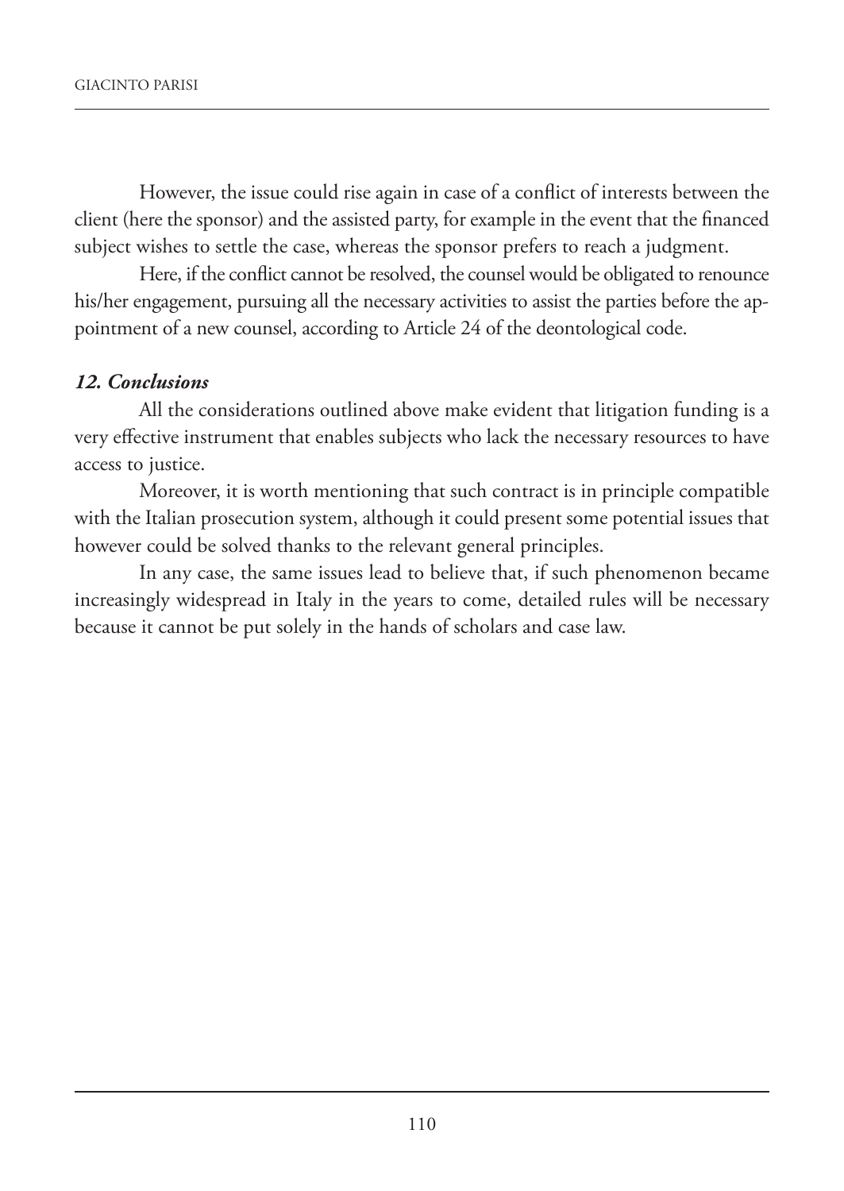However, the issue could rise again in case of a conflict of interests between the client (here the sponsor) and the assisted party, for example in the event that the financed subject wishes to settle the case, whereas the sponsor prefers to reach a judgment.

Here, if the conflict cannot be resolved, the counsel would be obligated to renounce his/her engagement, pursuing all the necessary activities to assist the parties before the appointment of a new counsel, according to Article 24 of the deontological code.

### *12. Conclusions*

All the considerations outlined above make evident that litigation funding is a very effective instrument that enables subjects who lack the necessary resources to have access to justice.

Moreover, it is worth mentioning that such contract is in principle compatible with the Italian prosecution system, although it could present some potential issues that however could be solved thanks to the relevant general principles.

In any case, the same issues lead to believe that, if such phenomenon became increasingly widespread in Italy in the years to come, detailed rules will be necessary because it cannot be put solely in the hands of scholars and case law.